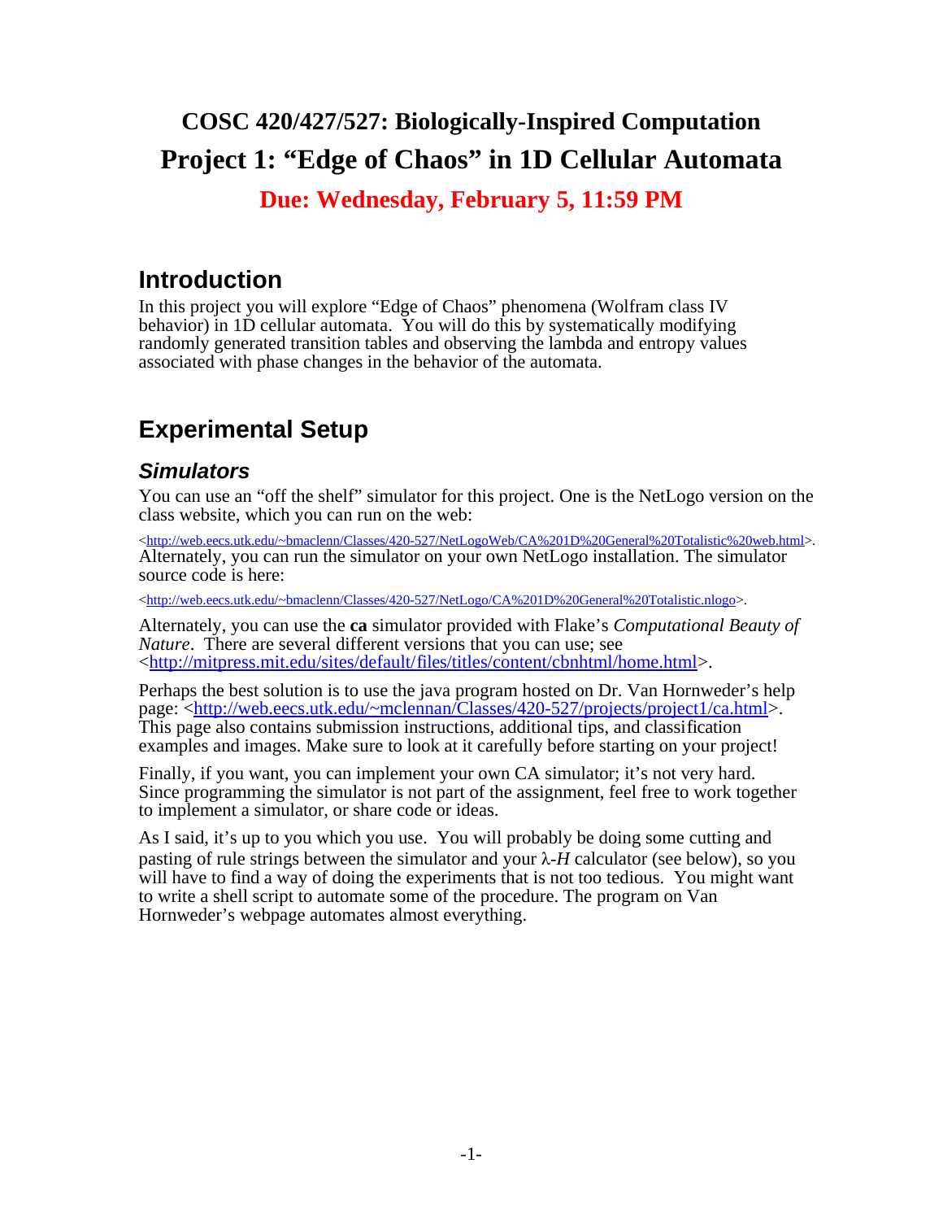# COSC 420/427/527: Biologically-Inspired Computation

# Project 1: "Edge of Chaos" in 1D Cellular Automata

**Due: Wednesday, February 5, 11:59 PM**

## Introduction

In this project you will explore "Edge of Chaos" phenomena (Wolfram class IV behavior) in 1D cellular automata. You will do this by systematically modifying randomly generated transition tables and observing the lambda and entropy values associated with phase changes in the behavior of the automata.

## Experimental Setup

### *Simulators*

You can use an "off the shelf" simulator for this project. One is the NetLogo version on the class website, which you can run on the web:

<http://web.eecs.utk.edu/~bmaclenn/Classes/420-527/NetLogoWeb/CA%201D%20General%20Totalistic%20web.html>. Alternately, you can run the simulator on your own NetLogo installation. The simulator source code is here:

<http://web.eecs.utk.edu/~bmaclenn/Classes/420-527/NetLogo/CA%201D%20General%20Totalistic.nlogo>.

Alternately, you can use the **ca** simulator provided with Flake's *Computational Beauty of Nature*. There are several different versions that you can use; see <http://mitpress.mit.edu/sites/default/files/titles/content/cbnhtml/home.html>.

Perhaps the best solution is to use the java program hosted on Dr. Van Hornweder's help page: <http://web.eecs.utk.edu/~mclennan/Classes/420-527/projects/project1/ca.html>. This page also contains submission instructions, additional tips, and classification examples and images. Make sure to look at it carefully before starting on your project!

Finally, if you want, you can implement your own CA simulator; it's not very hard. Since programming the simulator is not part of the assignment, feel free to work together to implement a simulator, or share code or ideas.

As I said, it's up to you which you use. You will probably be doing some cutting and pasting of rule strings between the simulator and your $\lambda$-$H$ calculator (see below), so you will have to find a way of doing the experiments that is not too tedious. You might want to write a shell script to automate some of the procedure. The program on Van Hornweder's webpage automates almost everything.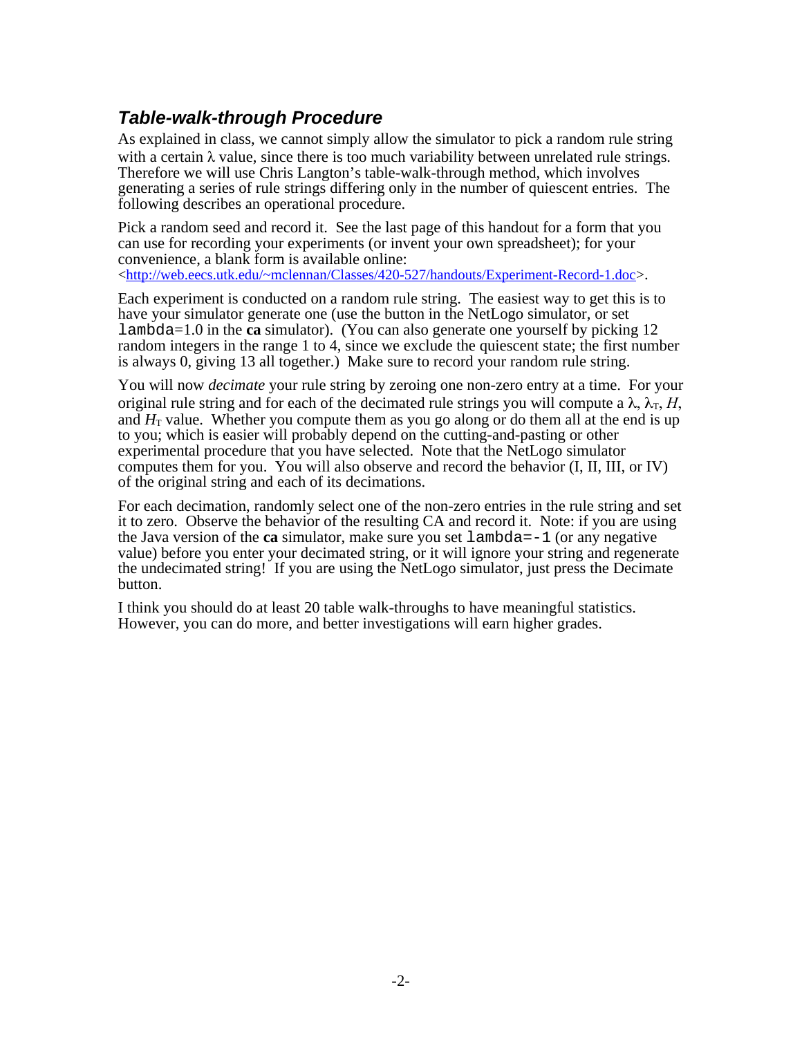### *Table-walk-through Procedure*

As explained in class, we cannot simply allow the simulator to pick a random rule string with a certain $\lambda$ value, since there is too much variability between unrelated rule strings. Therefore we will use Chris Langton's table-walk-through method, which involves generating a series of rule strings differing only in the number of quiescent entries. The following describes an operational procedure.

Pick a random seed and record it. See the last page of this handout for a form that you can use for recording your experiments (or invent your own spreadsheet); for your convenience, a blank form is available online: <http://web.eecs.utk.edu/~mclennan/Classes/420-527/handouts/Experiment-Record-1.doc>.

Each experiment is conducted on a random rule string. The easiest way to get this is to have your simulator generate one (use the button in the NetLogo simulator, or set `lambda`=1.0 in the **ca** simulator). (You can also generate one yourself by picking 12 random integers in the range 1 to 4, since we exclude the quiescent state; the first number is always 0, giving 13 all together.) Make sure to record your random rule string.

You will now *decimate* your rule string by zeroing one non-zero entry at a time. For your original rule string and for each of the decimated rule strings you will compute a $\lambda$, $\lambda_T$, $H$, and $H_T$ value. Whether you compute them as you go along or do them all at the end is up to you; which is easier will probably depend on the cutting-and-pasting or other experimental procedure that you have selected. Note that the NetLogo simulator computes them for you. You will also observe and record the behavior (I, II, III, or IV) of the original string and each of its decimations.

For each decimation, randomly select one of the non-zero entries in the rule string and set it to zero. Observe the behavior of the resulting CA and record it. Note: if you are using the Java version of the **ca** simulator, make sure you set `lambda=-1` (or any negative value) before you enter your decimated string, or it will ignore your string and regenerate the undecimated string! If you are using the NetLogo simulator, just press the Decimate button.

I think you should do at least 20 table walk-throughs to have meaningful statistics. However, you can do more, and better investigations will earn higher grades.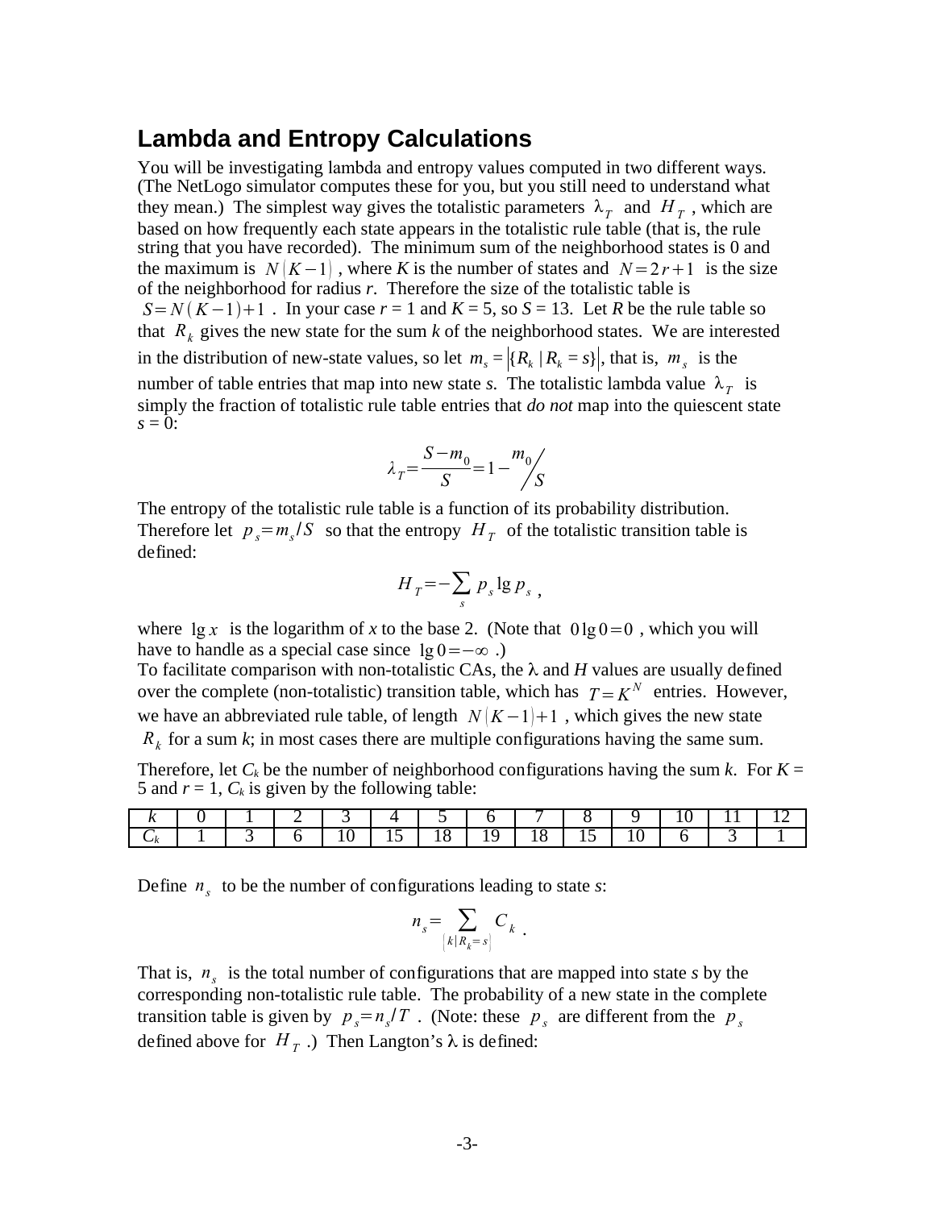## Lambda and Entropy Calculations

You will be investigating lambda and entropy values computed in two different ways. (The NetLogo simulator computes these for you, but you still need to understand what they mean.) The simplest way gives the totalistic parameters $\lambda_T$ and $H_T$, which are based on how frequently each state appears in the totalistic rule table (that is, the rule string that you have recorded). The minimum sum of the neighborhood states is 0 and the maximum is $N(K-1)$, where *K* is the number of states and $N=2r+1$ is the size of the neighborhood for radius *r*. Therefore the size of the totalistic table is $S=N(K-1)+1$. In your case *r* = 1 and *K* = 5, so *S* = 13. Let *R* be the rule table so that $R_k$ gives the new state for the sum *k* of the neighborhood states. We are interested in the distribution of new-state values, so let $m_s = |\{R_k \mid R_k = s\}|$, that is, $m_s$ is the number of table entries that map into new state *s*. The totalistic lambda value $\lambda_T$ is simply the fraction of totalistic rule table entries that *do not* map into the quiescent state *s* = 0:

$$\lambda_T = \frac{S-m_0}{S} = 1 - m_0 / S$$

The entropy of the totalistic rule table is a function of its probability distribution. Therefore let $p_s = m_s / S$ so that the entropy $H_T$ of the totalistic transition table is defined:

$$H_T = -\sum_s p_s \lg p_s \,,$$

where $\lg x$ is the logarithm of *x* to the base 2. (Note that $0 \lg 0 = 0$, which you will have to handle as a special case since $\lg 0 = -\infty$.)

To facilitate comparison with non-totalistic CAs, the λ and *H* values are usually defined over the complete (non-totalistic) transition table, which has $T = K^N$ entries. However, we have an abbreviated rule table, of length $N(K-1)+1$, which gives the new state $R_k$ for a sum *k*; in most cases there are multiple configurations having the same sum.

Therefore, let $C_k$ be the number of neighborhood configurations having the sum *k*. For *K* = 5 and *r* = 1, $C_k$ is given by the following table:

| $k$ | 0 | 1 | 2 | 3 | 4 | 5 | 6 | 7 | 8 | 9 | 10 | 11 | 12 |
|---|---|---|---|---|---|---|---|---|---|---|---|---|---|
| $C_k$ | 1 | 3 | 6 | 10 | 15 | 18 | 19 | 18 | 15 | 10 | 6 | 3 | 1 |

Define $n_s$ to be the number of configurations leading to state *s*:

$$n_s = \sum_{\{k \mid R_k = s\}} C_k \,.$$

That is, $n_s$ is the total number of configurations that are mapped into state *s* by the corresponding non-totalistic rule table. The probability of a new state in the complete transition table is given by $p_s = n_s / T$. (Note: these $p_s$ are different from the $p_s$ defined above for $H_T$.) Then Langton's λ is defined: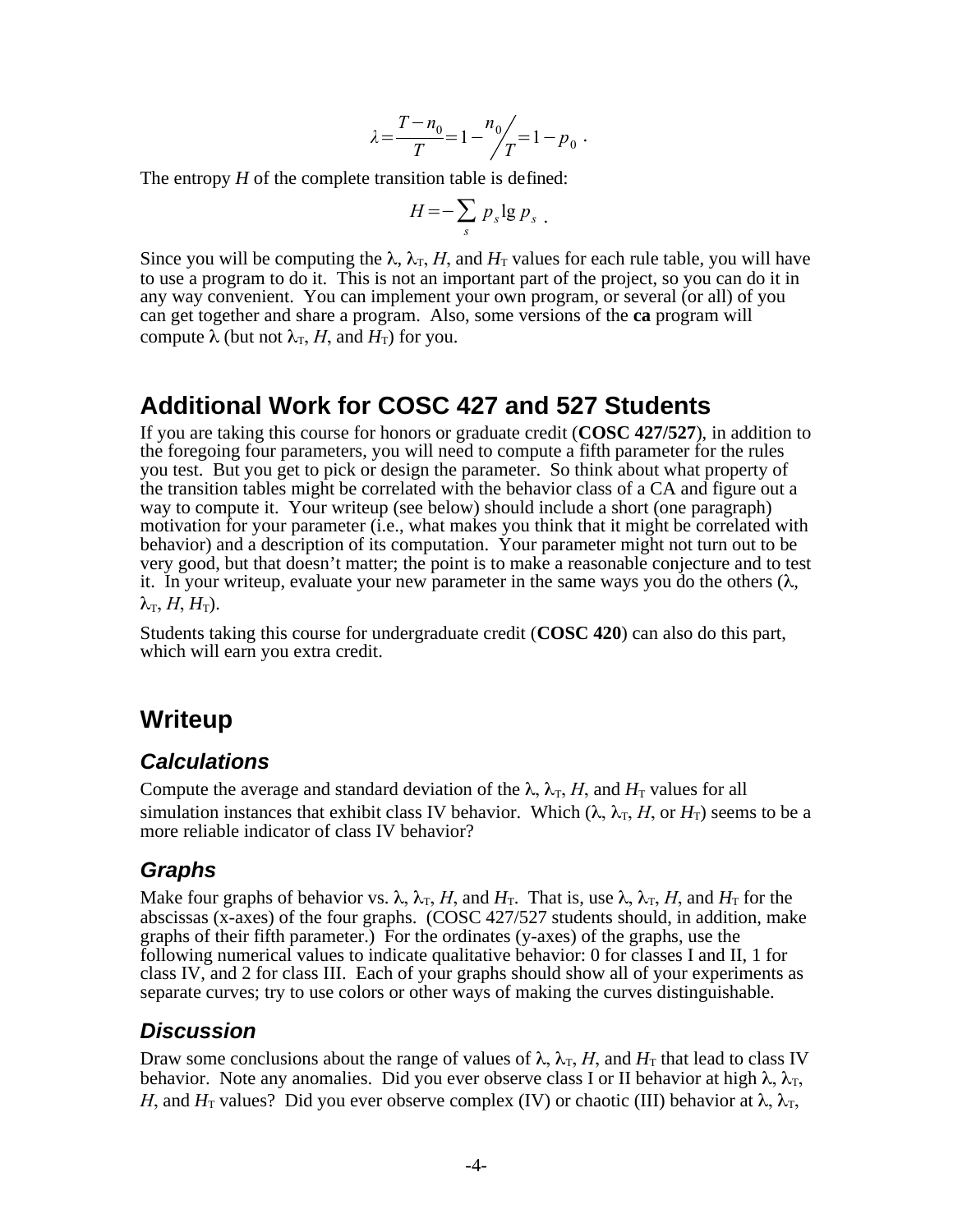$$\lambda = \frac{T - n_0}{T} = 1 - n_0 / T = 1 - p_0 \ .$$

The entropy $H$ of the complete transition table is defined:

$$H = -\sum_s p_s \lg p_s \ .$$

Since you will be computing the $\lambda$, $\lambda_T$, $H$, and $H_T$ values for each rule table, you will have to use a program to do it. This is not an important part of the project, so you can do it in any way convenient. You can implement your own program, or several (or all) of you can get together and share a program. Also, some versions of the **ca** program will compute $\lambda$ (but not $\lambda_T$, $H$, and $H_T$) for you.

## Additional Work for COSC 427 and 527 Students

If you are taking this course for honors or graduate credit (**COSC 427/527**), in addition to the foregoing four parameters, you will need to compute a fifth parameter for the rules you test. But you get to pick or design the parameter. So think about what property of the transition tables might be correlated with the behavior class of a CA and figure out a way to compute it. Your writeup (see below) should include a short (one paragraph) motivation for your parameter (i.e., what makes you think that it might be correlated with behavior) and a description of its computation. Your parameter might not turn out to be very good, but that doesn't matter; the point is to make a reasonable conjecture and to test it. In your writeup, evaluate your new parameter in the same ways you do the others ($\lambda$, $\lambda_T$, $H$, $H_T$).

Students taking this course for undergraduate credit (**COSC 420**) can also do this part, which will earn you extra credit.

## Writeup

### *Calculations*

Compute the average and standard deviation of the $\lambda$, $\lambda_T$, $H$, and $H_T$ values for all simulation instances that exhibit class IV behavior. Which ($\lambda$, $\lambda_T$, $H$, or $H_T$) seems to be a more reliable indicator of class IV behavior?

### *Graphs*

Make four graphs of behavior vs. $\lambda$, $\lambda_T$, $H$, and $H_T$. That is, use $\lambda$, $\lambda_T$, $H$, and $H_T$ for the abscissas (x-axes) of the four graphs. (COSC 427/527 students should, in addition, make graphs of their fifth parameter.) For the ordinates (y-axes) of the graphs, use the following numerical values to indicate qualitative behavior: 0 for classes I and II, 1 for class IV, and 2 for class III. Each of your graphs should show all of your experiments as separate curves; try to use colors or other ways of making the curves distinguishable.

### *Discussion*

Draw some conclusions about the range of values of $\lambda$, $\lambda_T$, $H$, and $H_T$ that lead to class IV behavior. Note any anomalies. Did you ever observe class I or II behavior at high $\lambda$, $\lambda_T$, $H$, and $H_T$ values? Did you ever observe complex (IV) or chaotic (III) behavior at $\lambda$, $\lambda_T$,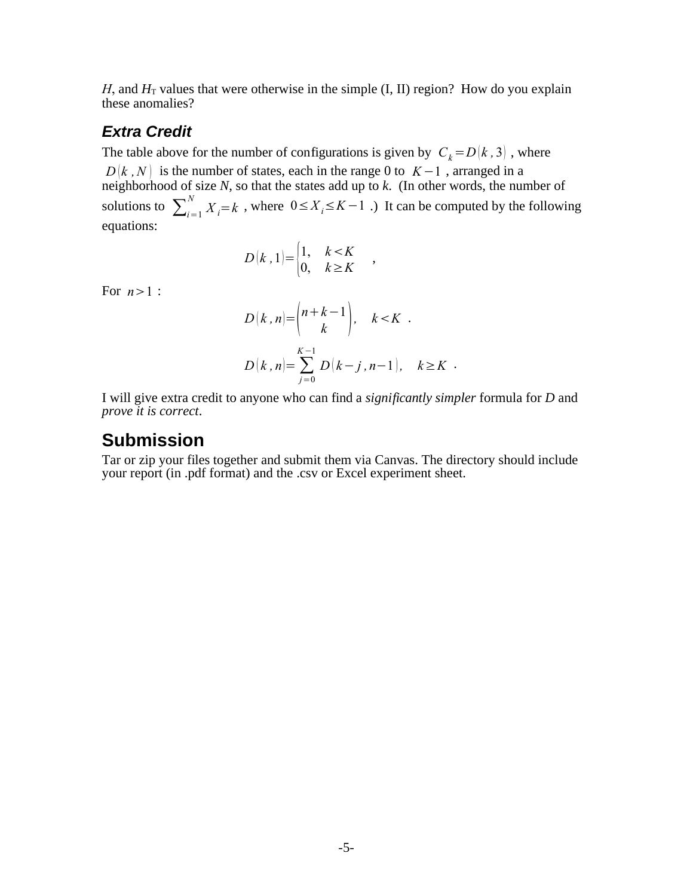$H$, and $H_T$ values that were otherwise in the simple (I, II) region? How do you explain these anomalies?

### Extra Credit

The table above for the number of configurations is given by $C_k = D(k, 3)$, where $D(k, N)$ is the number of states, each in the range 0 to $K-1$, arranged in a neighborhood of size $N$, so that the states add up to $k$. (In other words, the number of solutions to $\sum_{i=1}^{N} X_i = k$, where $0 \le X_i \le K-1$.) It can be computed by the following equations:

$$D(k, 1) = \begin{cases} 1, & k < K \\ 0, & k \ge K \end{cases} \quad ,$$

For $n > 1$:

$$D(k, n) = \binom{n+k-1}{k}, \quad k < K \; .$$

$$D(k, n) = \sum_{j=0}^{K-1} D(k-j, n-1), \quad k \ge K \; .$$

I will give extra credit to anyone who can find a *significantly simpler* formula for $D$ and *prove it is correct*.

## Submission

Tar or zip your files together and submit them via Canvas. The directory should include your report (in .pdf format) and the .csv or Excel experiment sheet.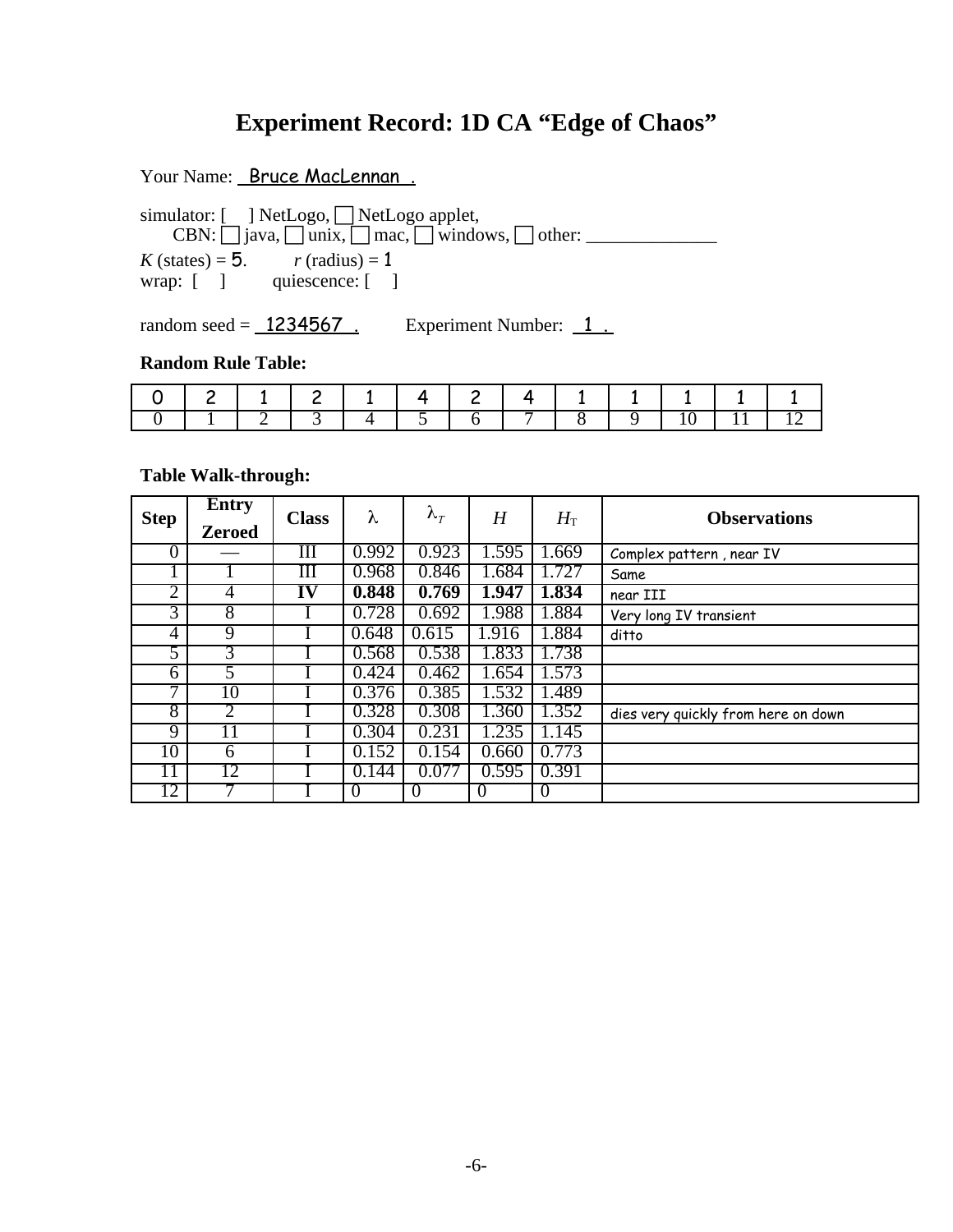# Experiment Record: 1D CA "Edge of Chaos"

Your Name: Bruce MacLennan .

simulator: [ ] NetLogo, ☐ NetLogo applet,
CBN: ☐ java, ☐ unix, ☐ mac, ☐ windows, ☐ other: ______________

$K$ (states) = 5. $r$ (radius) = 1

wrap: [ ] quiescence: [ ]

random seed = 1234567 . Experiment Number: 1 .

**Random Rule Table:**

| | | | | | | | | | | | | |
|---|---|---|---|---|---|---|---|---|---|---|---|---|
| 0 | 2 | 1 | 2 | 1 | 4 | 2 | 4 | 1 | 1 | 1 | 1 | 1 |
| 0 | 1 | 2 | 3 | 4 | 5 | 6 | 7 | 8 | 9 | 10 | 11 | 12 |

**Table Walk-through:**

| Step | Entry Zeroed | Class | $\lambda$ | $\lambda_T$ | $H$ | $H_T$ | Observations |
|---|---|---|---|---|---|---|---|
| 0 | — | III | 0.992 | 0.923 | 1.595 | 1.669 | Complex pattern , near IV |
| 1 | 1 | III | 0.968 | 0.846 | 1.684 | 1.727 | Same |
| 2 | 4 | **IV** | **0.848** | **0.769** | **1.947** | **1.834** | near III |
| 3 | 8 | I | 0.728 | 0.692 | 1.988 | 1.884 | Very long IV transient |
| 4 | 9 | I | 0.648 | 0.615 | 1.916 | 1.884 | ditto |
| 5 | 3 | I | 0.568 | 0.538 | 1.833 | 1.738 | |
| 6 | 5 | I | 0.424 | 0.462 | 1.654 | 1.573 | |
| 7 | 10 | I | 0.376 | 0.385 | 1.532 | 1.489 | |
| 8 | 2 | I | 0.328 | 0.308 | 1.360 | 1.352 | dies very quickly from here on down |
| 9 | 11 | I | 0.304 | 0.231 | 1.235 | 1.145 | |
| 10 | 6 | I | 0.152 | 0.154 | 0.660 | 0.773 | |
| 11 | 12 | I | 0.144 | 0.077 | 0.595 | 0.391 | |
| 12 | 7 | I | 0 | 0 | 0 | 0 | |